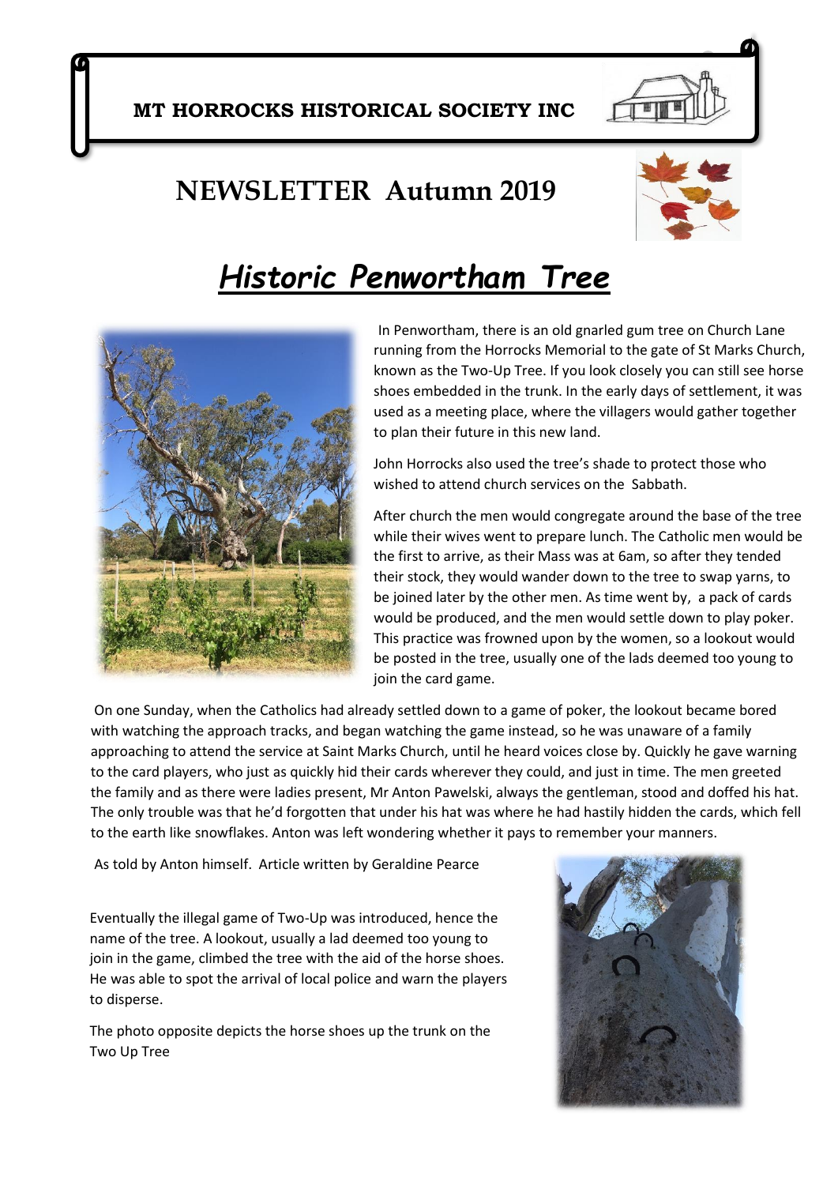**MT HORROCKS HISTORICAL SOCIETY INC**

# NEWSLETTER Autumn 2019

## ***Historic Penwortham Tree***

In Penwortham, there is an old gnarled gum tree on Church Lane running from the Horrocks Memorial to the gate of St Marks Church, known as the Two-Up Tree. If you look closely you can still see horse shoes embedded in the trunk. In the early days of settlement, it was used as a meeting place, where the villagers would gather together to plan their future in this new land.

John Horrocks also used the tree's shade to protect those who wished to attend church services on the Sabbath.

After church the men would congregate around the base of the tree while their wives went to prepare lunch. The Catholic men would be the first to arrive, as their Mass was at 6am, so after they tended their stock, they would wander down to the tree to swap yarns, to be joined later by the other men. As time went by, a pack of cards would be produced, and the men would settle down to play poker. This practice was frowned upon by the women, so a lookout would be posted in the tree, usually one of the lads deemed too young to join the card game.

On one Sunday, when the Catholics had already settled down to a game of poker, the lookout became bored with watching the approach tracks, and began watching the game instead, so he was unaware of a family approaching to attend the service at Saint Marks Church, until he heard voices close by. Quickly he gave warning to the card players, who just as quickly hid their cards wherever they could, and just in time. The men greeted the family and as there were ladies present, Mr Anton Pawelski, always the gentleman, stood and doffed his hat. The only trouble was that he'd forgotten that under his hat was where he had hastily hidden the cards, which fell to the earth like snowflakes. Anton was left wondering whether it pays to remember your manners.

As told by Anton himself. Article written by Geraldine Pearce

Eventually the illegal game of Two-Up was introduced, hence the name of the tree. A lookout, usually a lad deemed too young to join in the game, climbed the tree with the aid of the horse shoes. He was able to spot the arrival of local police and warn the players to disperse.

The photo opposite depicts the horse shoes up the trunk on the Two Up Tree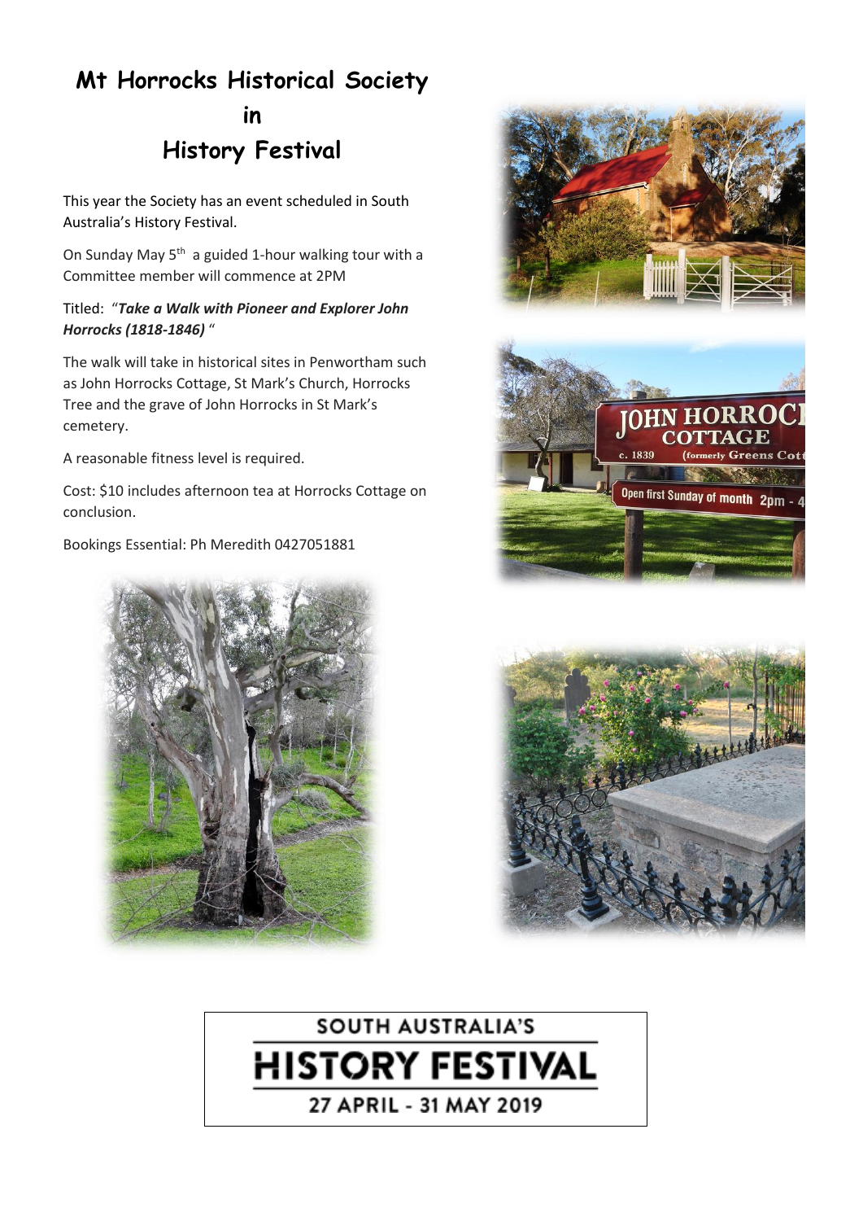# Mt Horrocks Historical Society in History Festival

This year the Society has an event scheduled in South Australia's History Festival.

On Sunday May 5th a guided 1-hour walking tour with a Committee member will commence at 2PM

Titled: "***Take a Walk with Pioneer and Explorer John Horrocks (1818-1846)*** "

The walk will take in historical sites in Penwortham such as John Horrocks Cottage, St Mark's Church, Horrocks Tree and the grave of John Horrocks in St Mark's cemetery.

A reasonable fitness level is required.

Cost: $10 includes afternoon tea at Horrocks Cottage on conclusion.

Bookings Essential: Ph Meredith 0427051881

SOUTH AUSTRALIA'S

**HISTORY FESTIVAL**

27 APRIL - 31 MAY 2019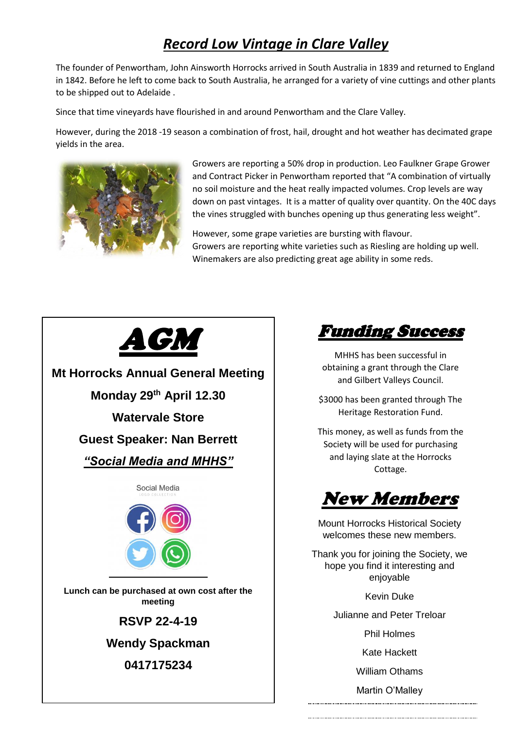# *Record Low Vintage in Clare Valley*

The founder of Penwortham, John Ainsworth Horrocks arrived in South Australia in 1839 and returned to England in 1842. Before he left to come back to South Australia, he arranged for a variety of vine cuttings and other plants to be shipped out to Adelaide .

Since that time vineyards have flourished in and around Penwortham and the Clare Valley.

However, during the 2018 -19 season a combination of frost, hail, drought and hot weather has decimated grape yields in the area.

Growers are reporting a 50% drop in production. Leo Faulkner Grape Grower and Contract Picker in Penwortham reported that "A combination of virtually no soil moisture and the heat really impacted volumes. Crop levels are way down on past vintages. It is a matter of quality over quantity. On the 40C days the vines struggled with bunches opening up thus generating less weight".

However, some grape varieties are bursting with flavour.
Growers are reporting white varieties such as Riesling are holding up well.
Winemakers are also predicting great age ability in some reds.

## AGM

**Mt Horrocks Annual General Meeting**

**Monday 29th April 12.30**

**Watervale Store**

**Guest Speaker: Nan Berrett**

***"Social Media and MHHS"***

Social Media

LOGO COLLECTION

**Lunch can be purchased at own cost after the meeting**

**RSVP 22-4-19**

**Wendy Spackman**

**0417175234**

## *Funding Success*

MHHS has been successful in obtaining a grant through the Clare and Gilbert Valleys Council.

$3000 has been granted through The Heritage Restoration Fund.

This money, as well as funds from the Society will be used for purchasing and laying slate at the Horrocks Cottage.

## *New Members*

Mount Horrocks Historical Society welcomes these new members.

Thank you for joining the Society, we hope you find it interesting and enjoyable

Kevin Duke

Julianne and Peter Treloar

Phil Holmes

Kate Hackett

William Othams

Martin O'Malley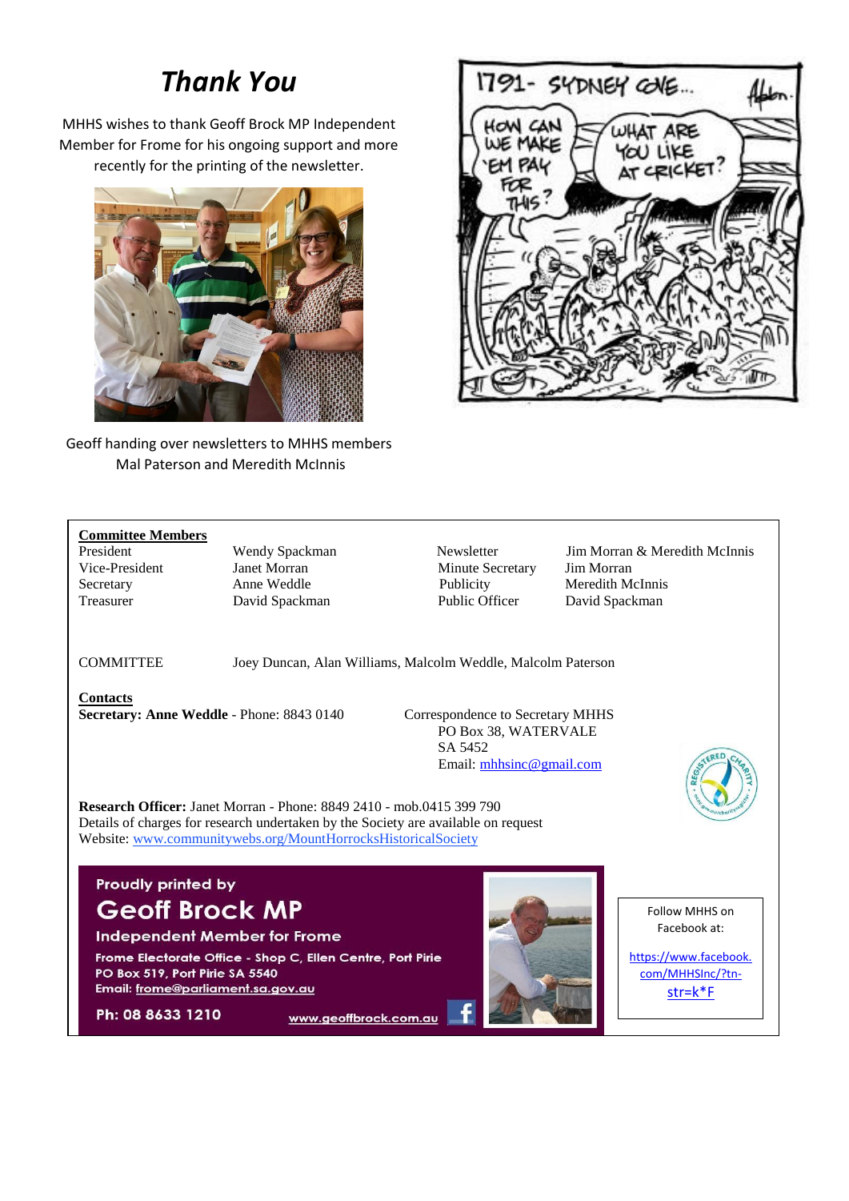# *Thank You*

MHHS wishes to thank Geoff Brock MP Independent Member for Frome for his ongoing support and more recently for the printing of the newsletter.

Geoff handing over newsletters to MHHS members Mal Paterson and Meredith McInnis

**Committee Members**

| | | | |
|---|---|---|---|
| President | Wendy Spackman | Newsletter | Jim Morran & Meredith McInnis |
| Vice-President | Janet Morran | Minute Secretary | Jim Morran |
| Secretary | Anne Weddle | Publicity | Meredith McInnis |
| Treasurer | David Spackman | Public Officer | David Spackman |

COMMITTEE Joey Duncan, Alan Williams, Malcolm Weddle, Malcolm Paterson

**Contacts**

**Secretary: Anne Weddle** - Phone: 8843 0140

Correspondence to Secretary MHHS
PO Box 38, WATERVALE
SA 5452
Email: mhhsinc@gmail.com

**Research Officer:** Janet Morran - Phone: 8849 2410 - mob.0415 399 790
Details of charges for research undertaken by the Society are available on request
Website: www.communitywebs.org/MountHorrocksHistoricalSociety

Proudly printed by
**Geoff Brock MP**
**Independent Member for Frome**
Frome Electorate Office - Shop C, Ellen Centre, Port Pirie
PO Box 519, Port Pirie SA 5540
Email: frome@parliament.sa.gov.au
Ph: 08 8633 1210
www.geoffbrock.com.au

Follow MHHS on Facebook at:
https://www.facebook.com/MHHSInc/?tn-str=k*F